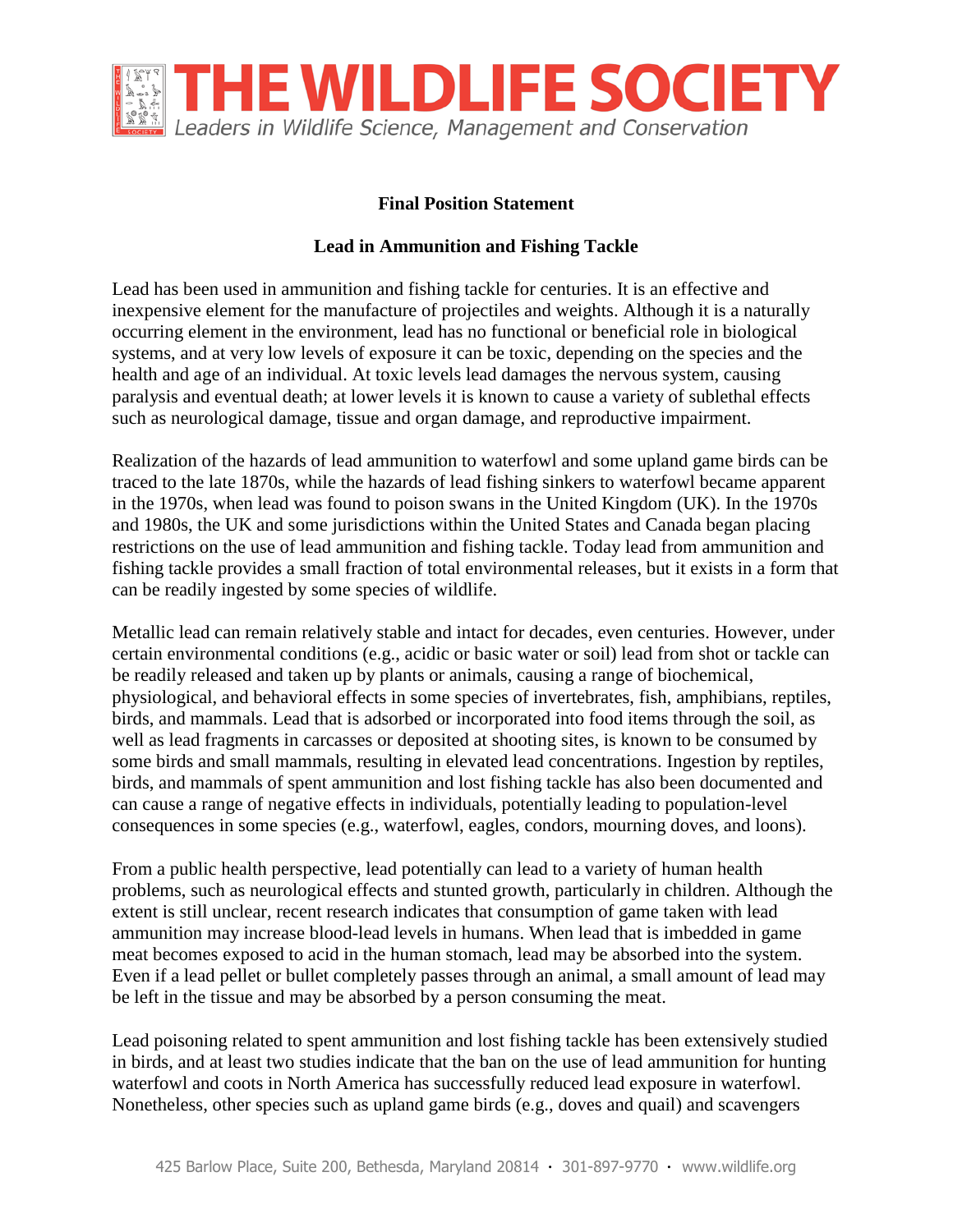# THE WILDLIFE SOCIETY

*Leaders in Wildlife Science, Management and Conservation*

**Final Position Statement**

**Lead in Ammunition and Fishing Tackle**

Lead has been used in ammunition and fishing tackle for centuries. It is an effective and inexpensive element for the manufacture of projectiles and weights. Although it is a naturally occurring element in the environment, lead has no functional or beneficial role in biological systems, and at very low levels of exposure it can be toxic, depending on the species and the health and age of an individual. At toxic levels lead damages the nervous system, causing paralysis and eventual death; at lower levels it is known to cause a variety of sublethal effects such as neurological damage, tissue and organ damage, and reproductive impairment.

Realization of the hazards of lead ammunition to waterfowl and some upland game birds can be traced to the late 1870s, while the hazards of lead fishing sinkers to waterfowl became apparent in the 1970s, when lead was found to poison swans in the United Kingdom (UK). In the 1970s and 1980s, the UK and some jurisdictions within the United States and Canada began placing restrictions on the use of lead ammunition and fishing tackle. Today lead from ammunition and fishing tackle provides a small fraction of total environmental releases, but it exists in a form that can be readily ingested by some species of wildlife.

Metallic lead can remain relatively stable and intact for decades, even centuries. However, under certain environmental conditions (e.g., acidic or basic water or soil) lead from shot or tackle can be readily released and taken up by plants or animals, causing a range of biochemical, physiological, and behavioral effects in some species of invertebrates, fish, amphibians, reptiles, birds, and mammals. Lead that is adsorbed or incorporated into food items through the soil, as well as lead fragments in carcasses or deposited at shooting sites, is known to be consumed by some birds and small mammals, resulting in elevated lead concentrations. Ingestion by reptiles, birds, and mammals of spent ammunition and lost fishing tackle has also been documented and can cause a range of negative effects in individuals, potentially leading to population-level consequences in some species (e.g., waterfowl, eagles, condors, mourning doves, and loons).

From a public health perspective, lead potentially can lead to a variety of human health problems, such as neurological effects and stunted growth, particularly in children. Although the extent is still unclear, recent research indicates that consumption of game taken with lead ammunition may increase blood-lead levels in humans. When lead that is imbedded in game meat becomes exposed to acid in the human stomach, lead may be absorbed into the system. Even if a lead pellet or bullet completely passes through an animal, a small amount of lead may be left in the tissue and may be absorbed by a person consuming the meat.

Lead poisoning related to spent ammunition and lost fishing tackle has been extensively studied in birds, and at least two studies indicate that the ban on the use of lead ammunition for hunting waterfowl and coots in North America has successfully reduced lead exposure in waterfowl. Nonetheless, other species such as upland game birds (e.g., doves and quail) and scavengers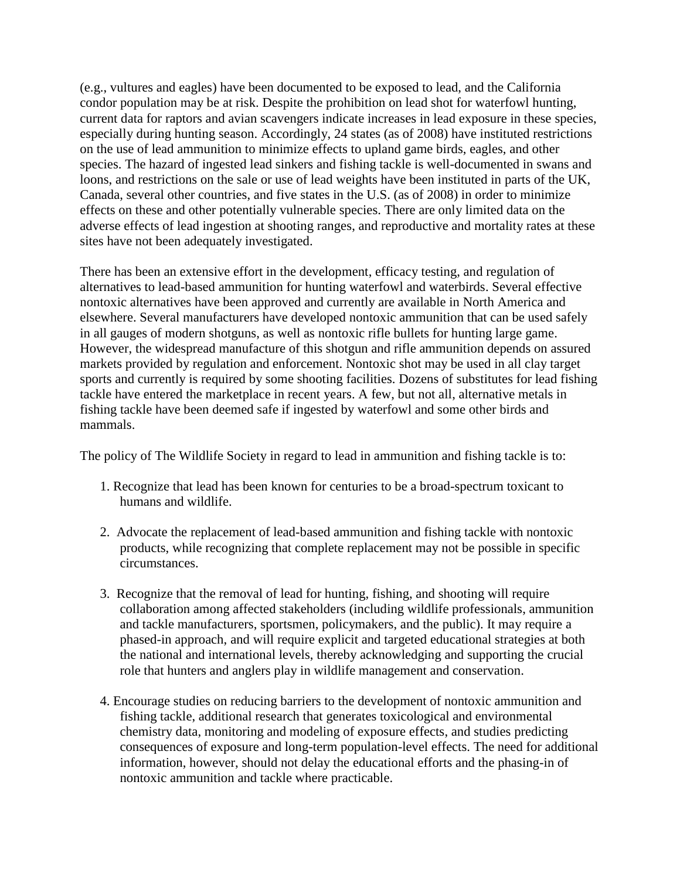(e.g., vultures and eagles) have been documented to be exposed to lead, and the California condor population may be at risk. Despite the prohibition on lead shot for waterfowl hunting, current data for raptors and avian scavengers indicate increases in lead exposure in these species, especially during hunting season. Accordingly, 24 states (as of 2008) have instituted restrictions on the use of lead ammunition to minimize effects to upland game birds, eagles, and other species. The hazard of ingested lead sinkers and fishing tackle is well-documented in swans and loons, and restrictions on the sale or use of lead weights have been instituted in parts of the UK, Canada, several other countries, and five states in the U.S. (as of 2008) in order to minimize effects on these and other potentially vulnerable species. There are only limited data on the adverse effects of lead ingestion at shooting ranges, and reproductive and mortality rates at these sites have not been adequately investigated.

There has been an extensive effort in the development, efficacy testing, and regulation of alternatives to lead-based ammunition for hunting waterfowl and waterbirds. Several effective nontoxic alternatives have been approved and currently are available in North America and elsewhere. Several manufacturers have developed nontoxic ammunition that can be used safely in all gauges of modern shotguns, as well as nontoxic rifle bullets for hunting large game. However, the widespread manufacture of this shotgun and rifle ammunition depends on assured markets provided by regulation and enforcement. Nontoxic shot may be used in all clay target sports and currently is required by some shooting facilities. Dozens of substitutes for lead fishing tackle have entered the marketplace in recent years. A few, but not all, alternative metals in fishing tackle have been deemed safe if ingested by waterfowl and some other birds and mammals.

The policy of The Wildlife Society in regard to lead in ammunition and fishing tackle is to:

1. Recognize that lead has been known for centuries to be a broad-spectrum toxicant to humans and wildlife.

2. Advocate the replacement of lead-based ammunition and fishing tackle with nontoxic products, while recognizing that complete replacement may not be possible in specific circumstances.

3. Recognize that the removal of lead for hunting, fishing, and shooting will require collaboration among affected stakeholders (including wildlife professionals, ammunition and tackle manufacturers, sportsmen, policymakers, and the public). It may require a phased-in approach, and will require explicit and targeted educational strategies at both the national and international levels, thereby acknowledging and supporting the crucial role that hunters and anglers play in wildlife management and conservation.

4. Encourage studies on reducing barriers to the development of nontoxic ammunition and fishing tackle, additional research that generates toxicological and environmental chemistry data, monitoring and modeling of exposure effects, and studies predicting consequences of exposure and long-term population-level effects. The need for additional information, however, should not delay the educational efforts and the phasing-in of nontoxic ammunition and tackle where practicable.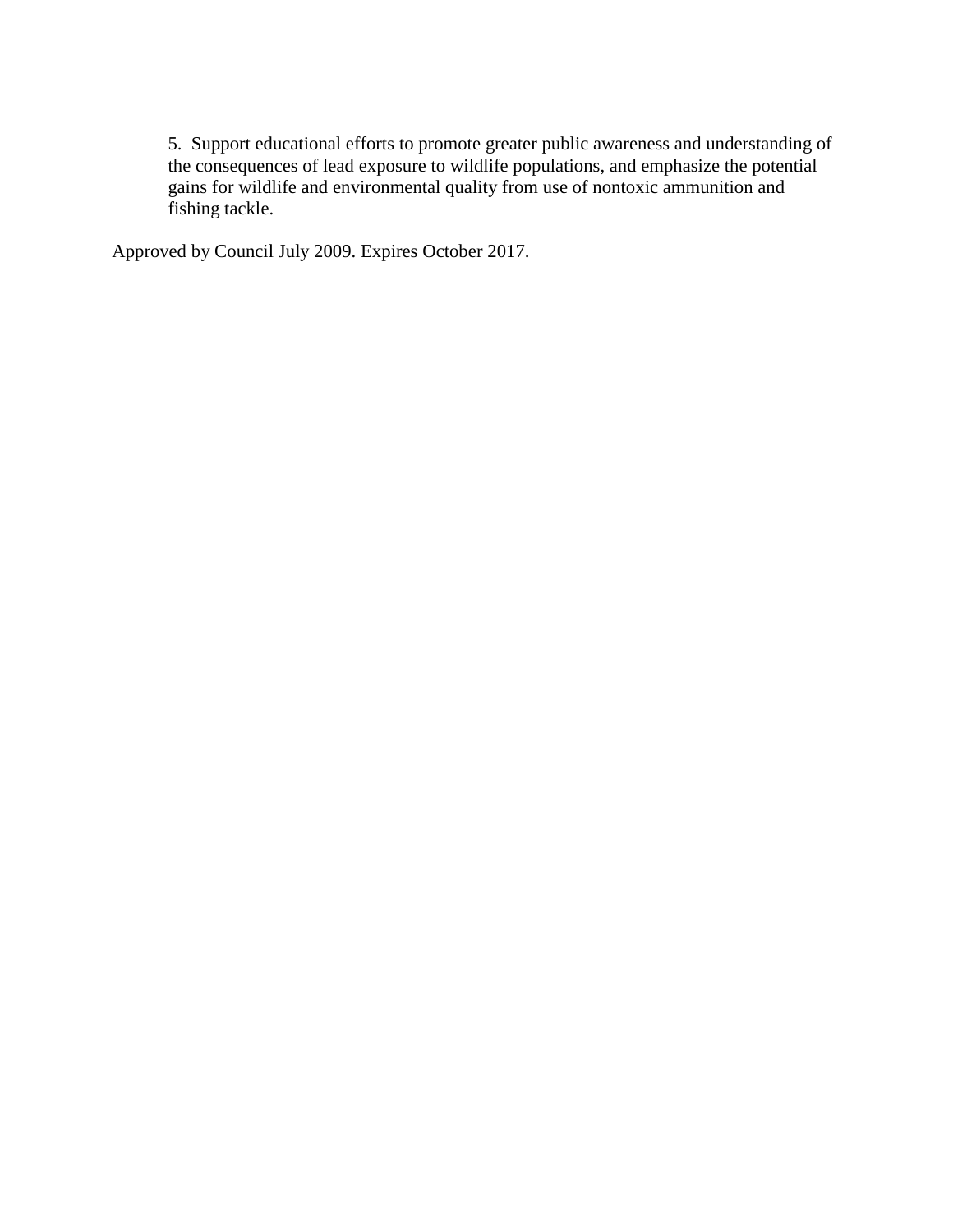5. Support educational efforts to promote greater public awareness and understanding of the consequences of lead exposure to wildlife populations, and emphasize the potential gains for wildlife and environmental quality from use of nontoxic ammunition and fishing tackle.

Approved by Council July 2009. Expires October 2017.